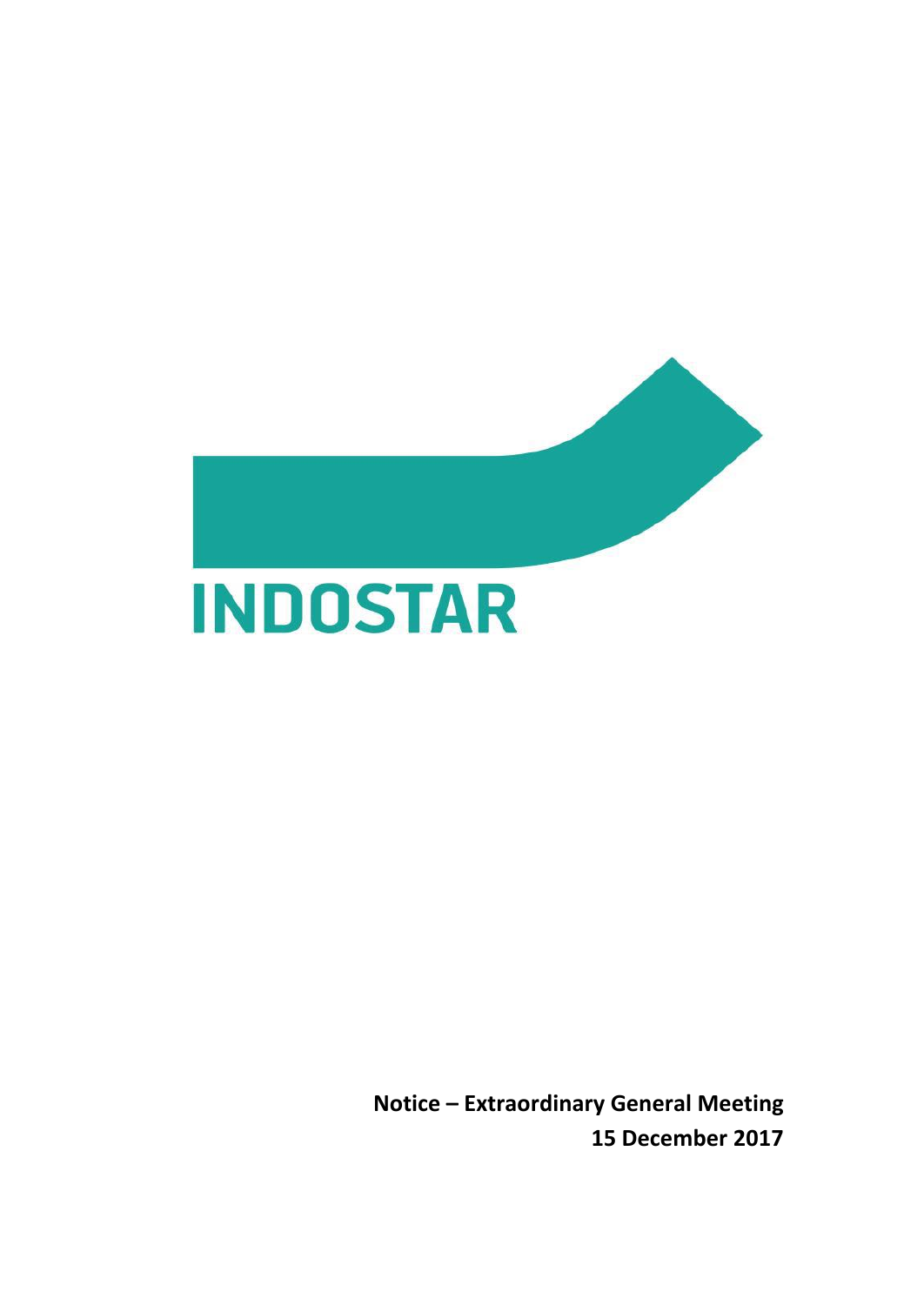# INDOSTAR

**Notice – Extraordinary General Meeting**
**15 December 2017**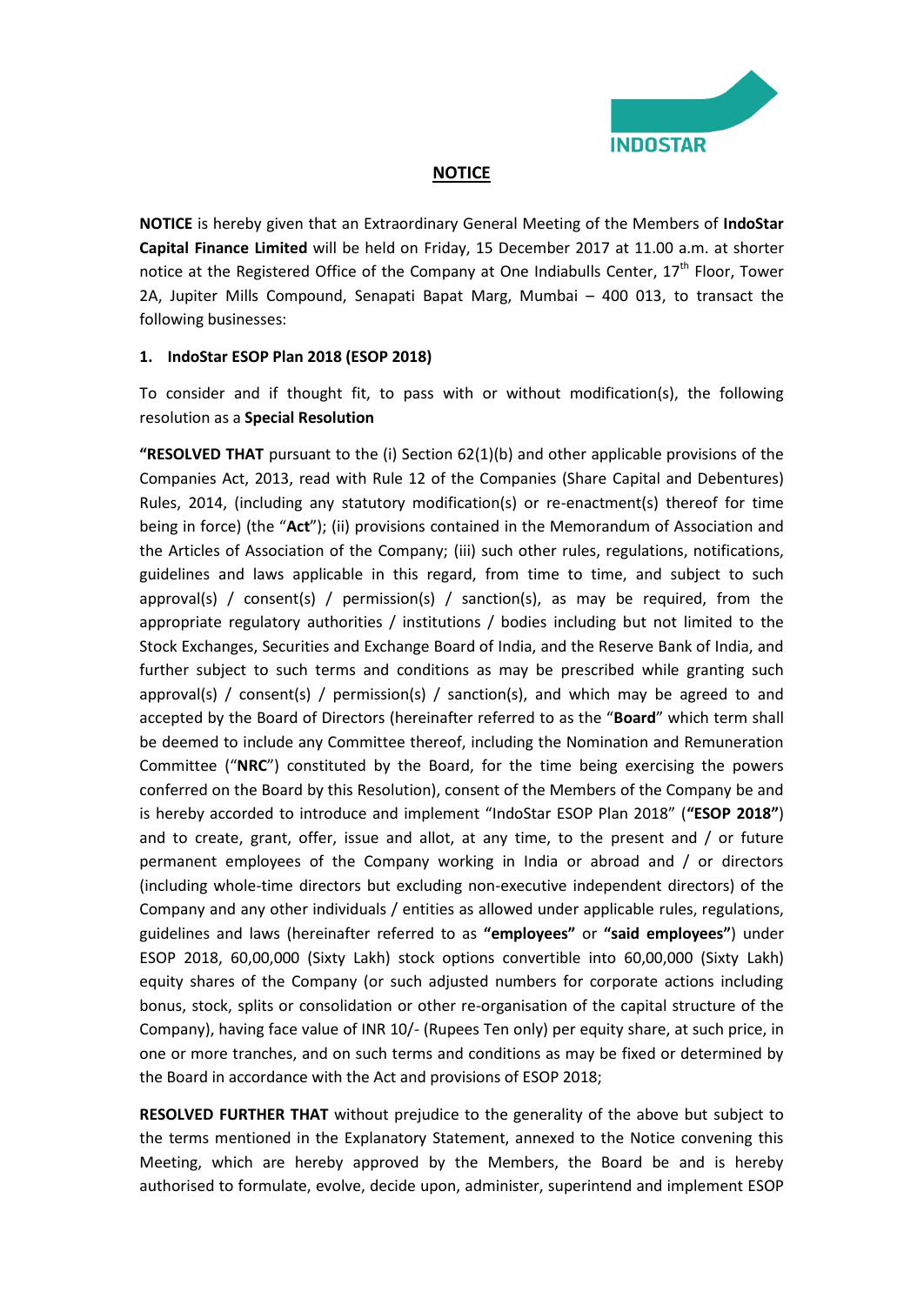## NOTICE

**NOTICE** is hereby given that an Extraordinary General Meeting of the Members of **IndoStar Capital Finance Limited** will be held on Friday, 15 December 2017 at 11.00 a.m. at shorter notice at the Registered Office of the Company at One Indiabulls Center, 17th Floor, Tower 2A, Jupiter Mills Compound, Senapati Bapat Marg, Mumbai – 400 013, to transact the following businesses:

### 1. IndoStar ESOP Plan 2018 (ESOP 2018)

To consider and if thought fit, to pass with or without modification(s), the following resolution as a **Special Resolution**

**"RESOLVED THAT** pursuant to the (i) Section 62(1)(b) and other applicable provisions of the Companies Act, 2013, read with Rule 12 of the Companies (Share Capital and Debentures) Rules, 2014, (including any statutory modification(s) or re-enactment(s) thereof for time being in force) (the "**Act**"); (ii) provisions contained in the Memorandum of Association and the Articles of Association of the Company; (iii) such other rules, regulations, notifications, guidelines and laws applicable in this regard, from time to time, and subject to such approval(s) / consent(s) / permission(s) / sanction(s), as may be required, from the appropriate regulatory authorities / institutions / bodies including but not limited to the Stock Exchanges, Securities and Exchange Board of India, and the Reserve Bank of India, and further subject to such terms and conditions as may be prescribed while granting such approval(s) / consent(s) / permission(s) / sanction(s), and which may be agreed to and accepted by the Board of Directors (hereinafter referred to as the "**Board**" which term shall be deemed to include any Committee thereof, including the Nomination and Remuneration Committee ("**NRC**") constituted by the Board, for the time being exercising the powers conferred on the Board by this Resolution), consent of the Members of the Company be and is hereby accorded to introduce and implement "IndoStar ESOP Plan 2018" (**"ESOP 2018"**) and to create, grant, offer, issue and allot, at any time, to the present and / or future permanent employees of the Company working in India or abroad and / or directors (including whole-time directors but excluding non-executive independent directors) of the Company and any other individuals / entities as allowed under applicable rules, regulations, guidelines and laws (hereinafter referred to as **"employees"** or **"said employees"**) under ESOP 2018, 60,00,000 (Sixty Lakh) stock options convertible into 60,00,000 (Sixty Lakh) equity shares of the Company (or such adjusted numbers for corporate actions including bonus, stock, splits or consolidation or other re-organisation of the capital structure of the Company), having face value of INR 10/- (Rupees Ten only) per equity share, at such price, in one or more tranches, and on such terms and conditions as may be fixed or determined by the Board in accordance with the Act and provisions of ESOP 2018;

**RESOLVED FURTHER THAT** without prejudice to the generality of the above but subject to the terms mentioned in the Explanatory Statement, annexed to the Notice convening this Meeting, which are hereby approved by the Members, the Board be and is hereby authorised to formulate, evolve, decide upon, administer, superintend and implement ESOP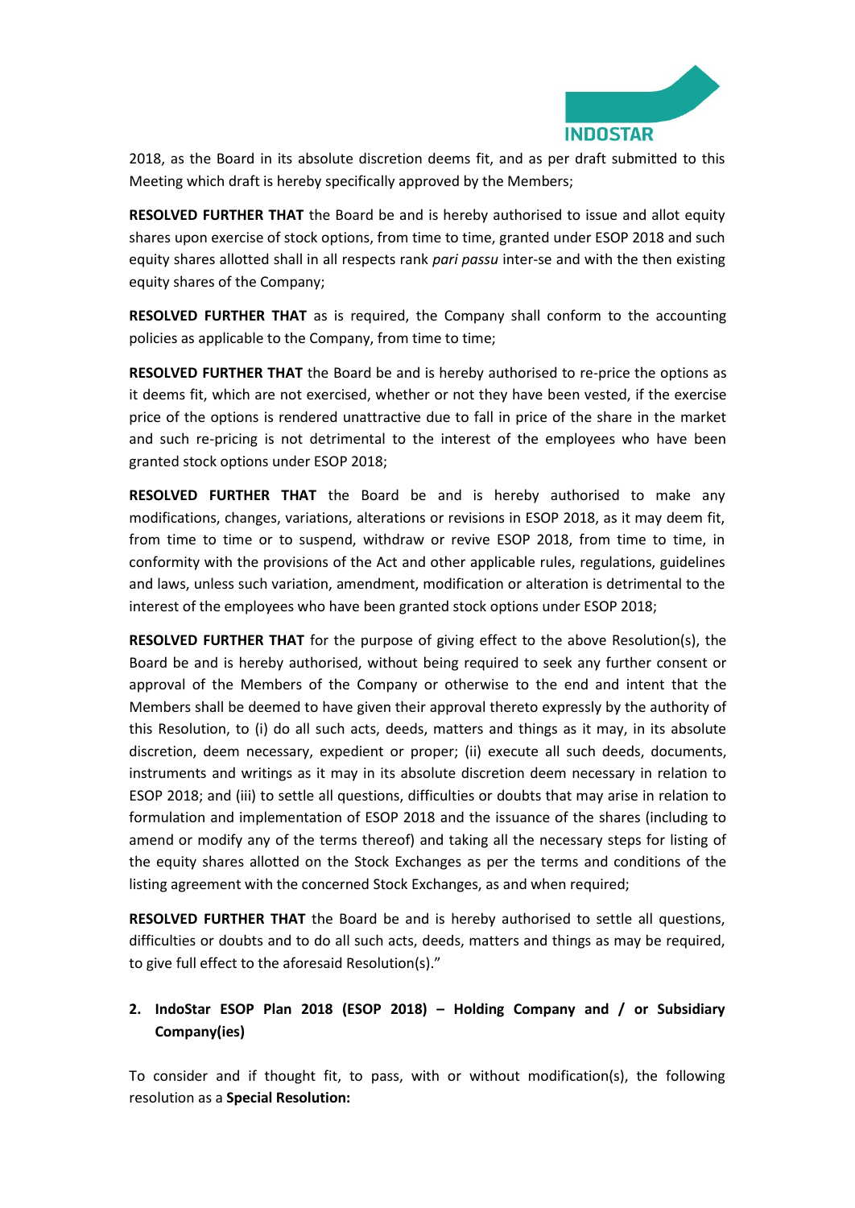2018, as the Board in its absolute discretion deems fit, and as per draft submitted to this Meeting which draft is hereby specifically approved by the Members;

**RESOLVED FURTHER THAT** the Board be and is hereby authorised to issue and allot equity shares upon exercise of stock options, from time to time, granted under ESOP 2018 and such equity shares allotted shall in all respects rank *pari passu* inter-se and with the then existing equity shares of the Company;

**RESOLVED FURTHER THAT** as is required, the Company shall conform to the accounting policies as applicable to the Company, from time to time;

**RESOLVED FURTHER THAT** the Board be and is hereby authorised to re-price the options as it deems fit, which are not exercised, whether or not they have been vested, if the exercise price of the options is rendered unattractive due to fall in price of the share in the market and such re-pricing is not detrimental to the interest of the employees who have been granted stock options under ESOP 2018;

**RESOLVED FURTHER THAT** the Board be and is hereby authorised to make any modifications, changes, variations, alterations or revisions in ESOP 2018, as it may deem fit, from time to time or to suspend, withdraw or revive ESOP 2018, from time to time, in conformity with the provisions of the Act and other applicable rules, regulations, guidelines and laws, unless such variation, amendment, modification or alteration is detrimental to the interest of the employees who have been granted stock options under ESOP 2018;

**RESOLVED FURTHER THAT** for the purpose of giving effect to the above Resolution(s), the Board be and is hereby authorised, without being required to seek any further consent or approval of the Members of the Company or otherwise to the end and intent that the Members shall be deemed to have given their approval thereto expressly by the authority of this Resolution, to (i) do all such acts, deeds, matters and things as it may, in its absolute discretion, deem necessary, expedient or proper; (ii) execute all such deeds, documents, instruments and writings as it may in its absolute discretion deem necessary in relation to ESOP 2018; and (iii) to settle all questions, difficulties or doubts that may arise in relation to formulation and implementation of ESOP 2018 and the issuance of the shares (including to amend or modify any of the terms thereof) and taking all the necessary steps for listing of the equity shares allotted on the Stock Exchanges as per the terms and conditions of the listing agreement with the concerned Stock Exchanges, as and when required;

**RESOLVED FURTHER THAT** the Board be and is hereby authorised to settle all questions, difficulties or doubts and to do all such acts, deeds, matters and things as may be required, to give full effect to the aforesaid Resolution(s)."

2. **IndoStar ESOP Plan 2018 (ESOP 2018) – Holding Company and / or Subsidiary Company(ies)**

To consider and if thought fit, to pass, with or without modification(s), the following resolution as a **Special Resolution:**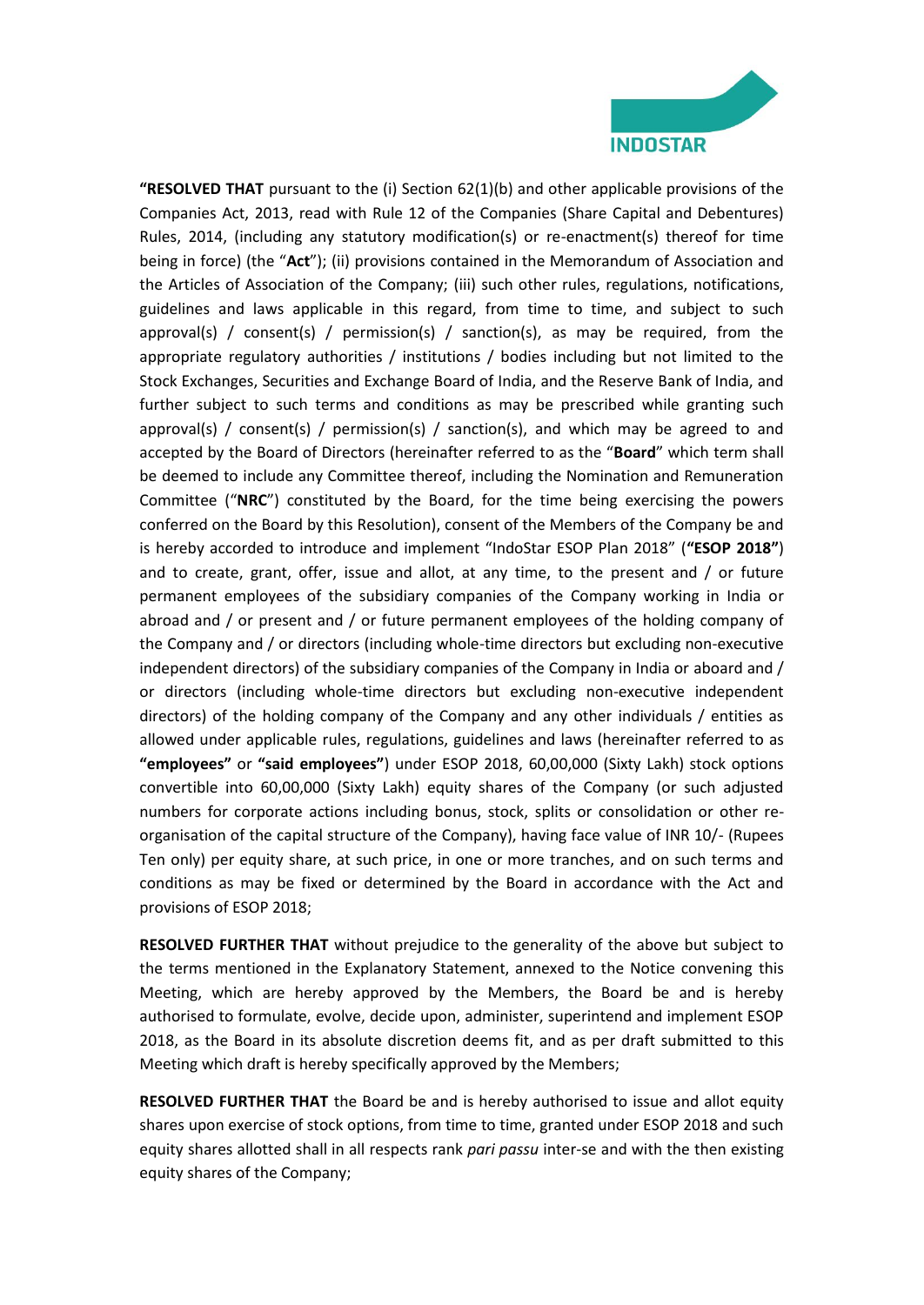**"RESOLVED THAT** pursuant to the (i) Section 62(1)(b) and other applicable provisions of the Companies Act, 2013, read with Rule 12 of the Companies (Share Capital and Debentures) Rules, 2014, (including any statutory modification(s) or re-enactment(s) thereof for time being in force) (the "**Act**"); (ii) provisions contained in the Memorandum of Association and the Articles of Association of the Company; (iii) such other rules, regulations, notifications, guidelines and laws applicable in this regard, from time to time, and subject to such approval(s) / consent(s) / permission(s) / sanction(s), as may be required, from the appropriate regulatory authorities / institutions / bodies including but not limited to the Stock Exchanges, Securities and Exchange Board of India, and the Reserve Bank of India, and further subject to such terms and conditions as may be prescribed while granting such approval(s) / consent(s) / permission(s) / sanction(s), and which may be agreed to and accepted by the Board of Directors (hereinafter referred to as the "**Board**" which term shall be deemed to include any Committee thereof, including the Nomination and Remuneration Committee ("**NRC**") constituted by the Board, for the time being exercising the powers conferred on the Board by this Resolution), consent of the Members of the Company be and is hereby accorded to introduce and implement "IndoStar ESOP Plan 2018" (**"ESOP 2018"**) and to create, grant, offer, issue and allot, at any time, to the present and / or future permanent employees of the subsidiary companies of the Company working in India or abroad and / or present and / or future permanent employees of the holding company of the Company and / or directors (including whole-time directors but excluding non-executive independent directors) of the subsidiary companies of the Company in India or aboard and / or directors (including whole-time directors but excluding non-executive independent directors) of the holding company of the Company and any other individuals / entities as allowed under applicable rules, regulations, guidelines and laws (hereinafter referred to as **"employees"** or **"said employees"**) under ESOP 2018, 60,00,000 (Sixty Lakh) stock options convertible into 60,00,000 (Sixty Lakh) equity shares of the Company (or such adjusted numbers for corporate actions including bonus, stock, splits or consolidation or other re-organisation of the capital structure of the Company), having face value of INR 10/- (Rupees Ten only) per equity share, at such price, in one or more tranches, and on such terms and conditions as may be fixed or determined by the Board in accordance with the Act and provisions of ESOP 2018;

**RESOLVED FURTHER THAT** without prejudice to the generality of the above but subject to the terms mentioned in the Explanatory Statement, annexed to the Notice convening this Meeting, which are hereby approved by the Members, the Board be and is hereby authorised to formulate, evolve, decide upon, administer, superintend and implement ESOP 2018, as the Board in its absolute discretion deems fit, and as per draft submitted to this Meeting which draft is hereby specifically approved by the Members;

**RESOLVED FURTHER THAT** the Board be and is hereby authorised to issue and allot equity shares upon exercise of stock options, from time to time, granted under ESOP 2018 and such equity shares allotted shall in all respects rank *pari passu* inter-se and with the then existing equity shares of the Company;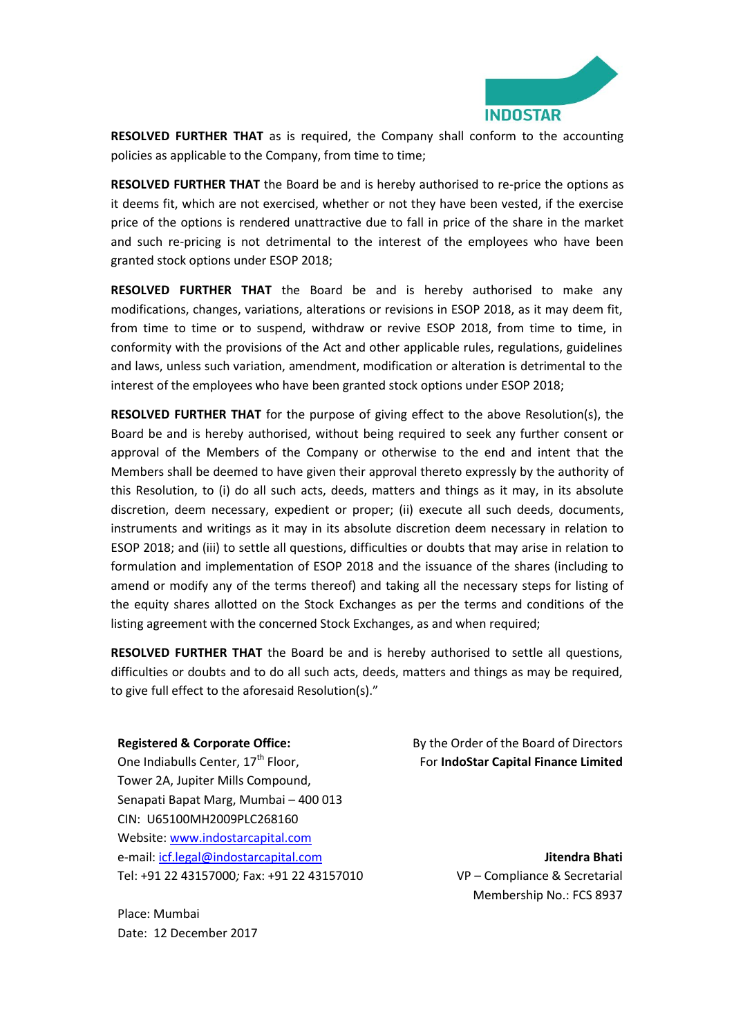**RESOLVED FURTHER THAT** as is required, the Company shall conform to the accounting policies as applicable to the Company, from time to time;

**RESOLVED FURTHER THAT** the Board be and is hereby authorised to re-price the options as it deems fit, which are not exercised, whether or not they have been vested, if the exercise price of the options is rendered unattractive due to fall in price of the share in the market and such re-pricing is not detrimental to the interest of the employees who have been granted stock options under ESOP 2018;

**RESOLVED FURTHER THAT** the Board be and is hereby authorised to make any modifications, changes, variations, alterations or revisions in ESOP 2018, as it may deem fit, from time to time or to suspend, withdraw or revive ESOP 2018, from time to time, in conformity with the provisions of the Act and other applicable rules, regulations, guidelines and laws, unless such variation, amendment, modification or alteration is detrimental to the interest of the employees who have been granted stock options under ESOP 2018;

**RESOLVED FURTHER THAT** for the purpose of giving effect to the above Resolution(s), the Board be and is hereby authorised, without being required to seek any further consent or approval of the Members of the Company or otherwise to the end and intent that the Members shall be deemed to have given their approval thereto expressly by the authority of this Resolution, to (i) do all such acts, deeds, matters and things as it may, in its absolute discretion, deem necessary, expedient or proper; (ii) execute all such deeds, documents, instruments and writings as it may in its absolute discretion deem necessary in relation to ESOP 2018; and (iii) to settle all questions, difficulties or doubts that may arise in relation to formulation and implementation of ESOP 2018 and the issuance of the shares (including to amend or modify any of the terms thereof) and taking all the necessary steps for listing of the equity shares allotted on the Stock Exchanges as per the terms and conditions of the listing agreement with the concerned Stock Exchanges, as and when required;

**RESOLVED FURTHER THAT** the Board be and is hereby authorised to settle all questions, difficulties or doubts and to do all such acts, deeds, matters and things as may be required, to give full effect to the aforesaid Resolution(s)."

**Registered & Corporate Office:**
One Indiabulls Center, 17th Floor,
Tower 2A, Jupiter Mills Compound,
Senapati Bapat Marg, Mumbai – 400 013
CIN: U65100MH2009PLC268160
Website: www.indostarcapital.com
e-mail: icf.legal@indostarcapital.com
Tel: +91 22 43157000; Fax: +91 22 43157010

Place: Mumbai
Date: 12 December 2017

By the Order of the Board of Directors
For **IndoStar Capital Finance Limited**

**Jitendra Bhati**
VP – Compliance & Secretarial
Membership No.: FCS 8937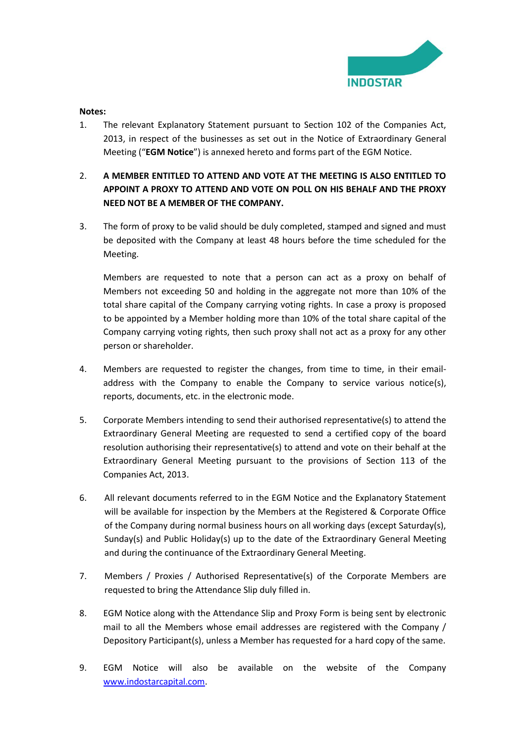**Notes:**

1. The relevant Explanatory Statement pursuant to Section 102 of the Companies Act, 2013, in respect of the businesses as set out in the Notice of Extraordinary General Meeting ("**EGM Notice**") is annexed hereto and forms part of the EGM Notice.

2. **A MEMBER ENTITLED TO ATTEND AND VOTE AT THE MEETING IS ALSO ENTITLED TO APPOINT A PROXY TO ATTEND AND VOTE ON POLL ON HIS BEHALF AND THE PROXY NEED NOT BE A MEMBER OF THE COMPANY.**

3. The form of proxy to be valid should be duly completed, stamped and signed and must be deposited with the Company at least 48 hours before the time scheduled for the Meeting.

   Members are requested to note that a person can act as a proxy on behalf of Members not exceeding 50 and holding in the aggregate not more than 10% of the total share capital of the Company carrying voting rights. In case a proxy is proposed to be appointed by a Member holding more than 10% of the total share capital of the Company carrying voting rights, then such proxy shall not act as a proxy for any other person or shareholder.

4. Members are requested to register the changes, from time to time, in their email-address with the Company to enable the Company to service various notice(s), reports, documents, etc. in the electronic mode.

5. Corporate Members intending to send their authorised representative(s) to attend the Extraordinary General Meeting are requested to send a certified copy of the board resolution authorising their representative(s) to attend and vote on their behalf at the Extraordinary General Meeting pursuant to the provisions of Section 113 of the Companies Act, 2013.

6. All relevant documents referred to in the EGM Notice and the Explanatory Statement will be available for inspection by the Members at the Registered & Corporate Office of the Company during normal business hours on all working days (except Saturday(s), Sunday(s) and Public Holiday(s) up to the date of the Extraordinary General Meeting and during the continuance of the Extraordinary General Meeting.

7. Members / Proxies / Authorised Representative(s) of the Corporate Members are requested to bring the Attendance Slip duly filled in.

8. EGM Notice along with the Attendance Slip and Proxy Form is being sent by electronic mail to all the Members whose email addresses are registered with the Company / Depository Participant(s), unless a Member has requested for a hard copy of the same.

9. EGM Notice will also be available on the website of the Company [www.indostarcapital.com](http://www.indostarcapital.com).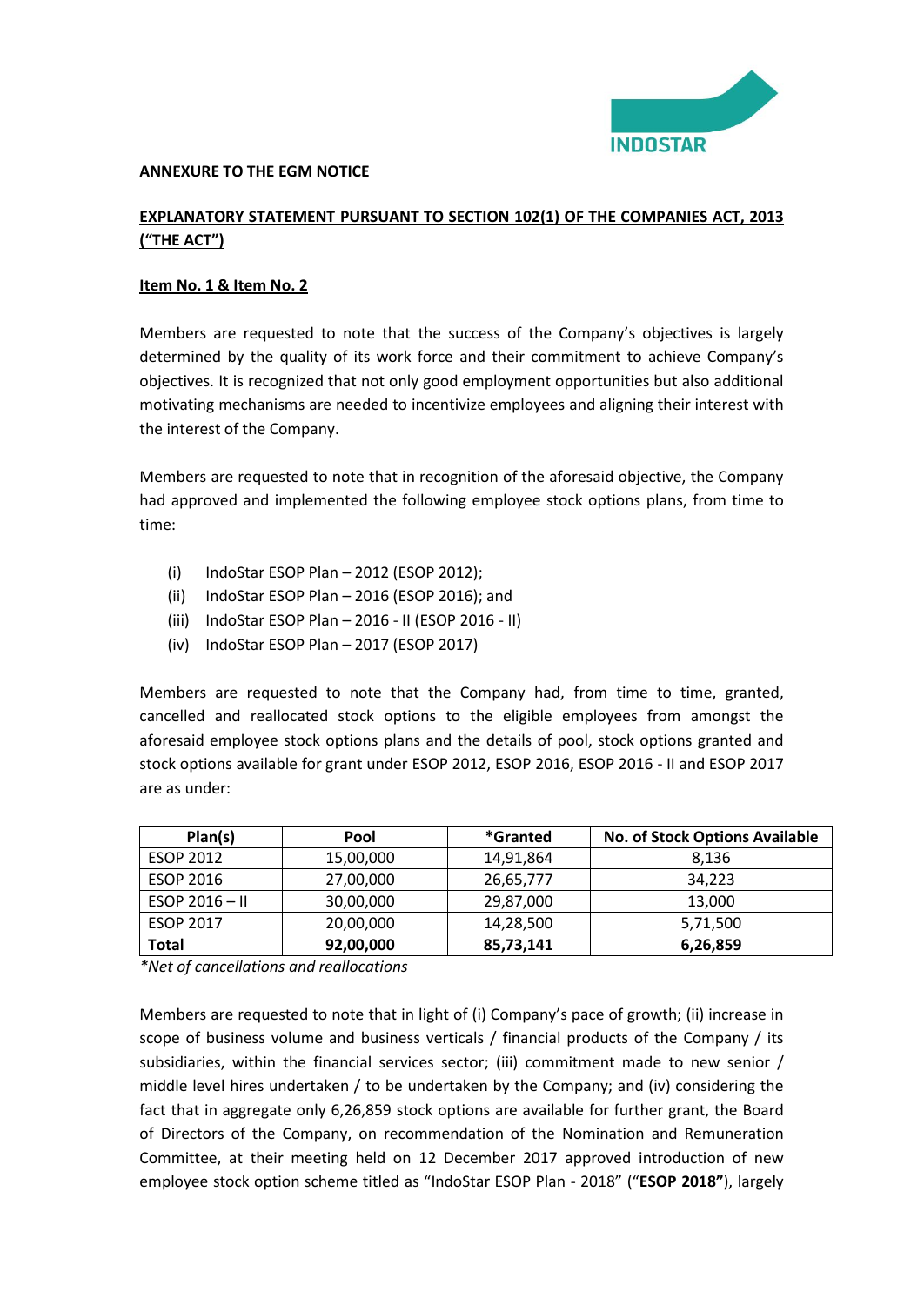**ANNEXURE TO THE EGM NOTICE**

**EXPLANATORY STATEMENT PURSUANT TO SECTION 102(1) OF THE COMPANIES ACT, 2013 ("THE ACT")**

**Item No. 1 & Item No. 2**

Members are requested to note that the success of the Company's objectives is largely determined by the quality of its work force and their commitment to achieve Company's objectives. It is recognized that not only good employment opportunities but also additional motivating mechanisms are needed to incentivize employees and aligning their interest with the interest of the Company.

Members are requested to note that in recognition of the aforesaid objective, the Company had approved and implemented the following employee stock options plans, from time to time:

(i) IndoStar ESOP Plan – 2012 (ESOP 2012);
(ii) IndoStar ESOP Plan – 2016 (ESOP 2016); and
(iii) IndoStar ESOP Plan – 2016 - II (ESOP 2016 - II)
(iv) IndoStar ESOP Plan – 2017 (ESOP 2017)

Members are requested to note that the Company had, from time to time, granted, cancelled and reallocated stock options to the eligible employees from amongst the aforesaid employee stock options plans and the details of pool, stock options granted and stock options available for grant under ESOP 2012, ESOP 2016, ESOP 2016 - II and ESOP 2017 are as under:

| Plan(s) | Pool | *Granted | No. of Stock Options Available |
|---|---|---|---|
| ESOP 2012 | 15,00,000 | 14,91,864 | 8,136 |
| ESOP 2016 | 27,00,000 | 26,65,777 | 34,223 |
| ESOP 2016 – II | 30,00,000 | 29,87,000 | 13,000 |
| ESOP 2017 | 20,00,000 | 14,28,500 | 5,71,500 |
| **Total** | **92,00,000** | **85,73,141** | **6,26,859** |

*\*Net of cancellations and reallocations*

Members are requested to note that in light of (i) Company's pace of growth; (ii) increase in scope of business volume and business verticals / financial products of the Company / its subsidiaries, within the financial services sector; (iii) commitment made to new senior / middle level hires undertaken / to be undertaken by the Company; and (iv) considering the fact that in aggregate only 6,26,859 stock options are available for further grant, the Board of Directors of the Company, on recommendation of the Nomination and Remuneration Committee, at their meeting held on 12 December 2017 approved introduction of new employee stock option scheme titled as "IndoStar ESOP Plan - 2018" ("**ESOP 2018**"), largely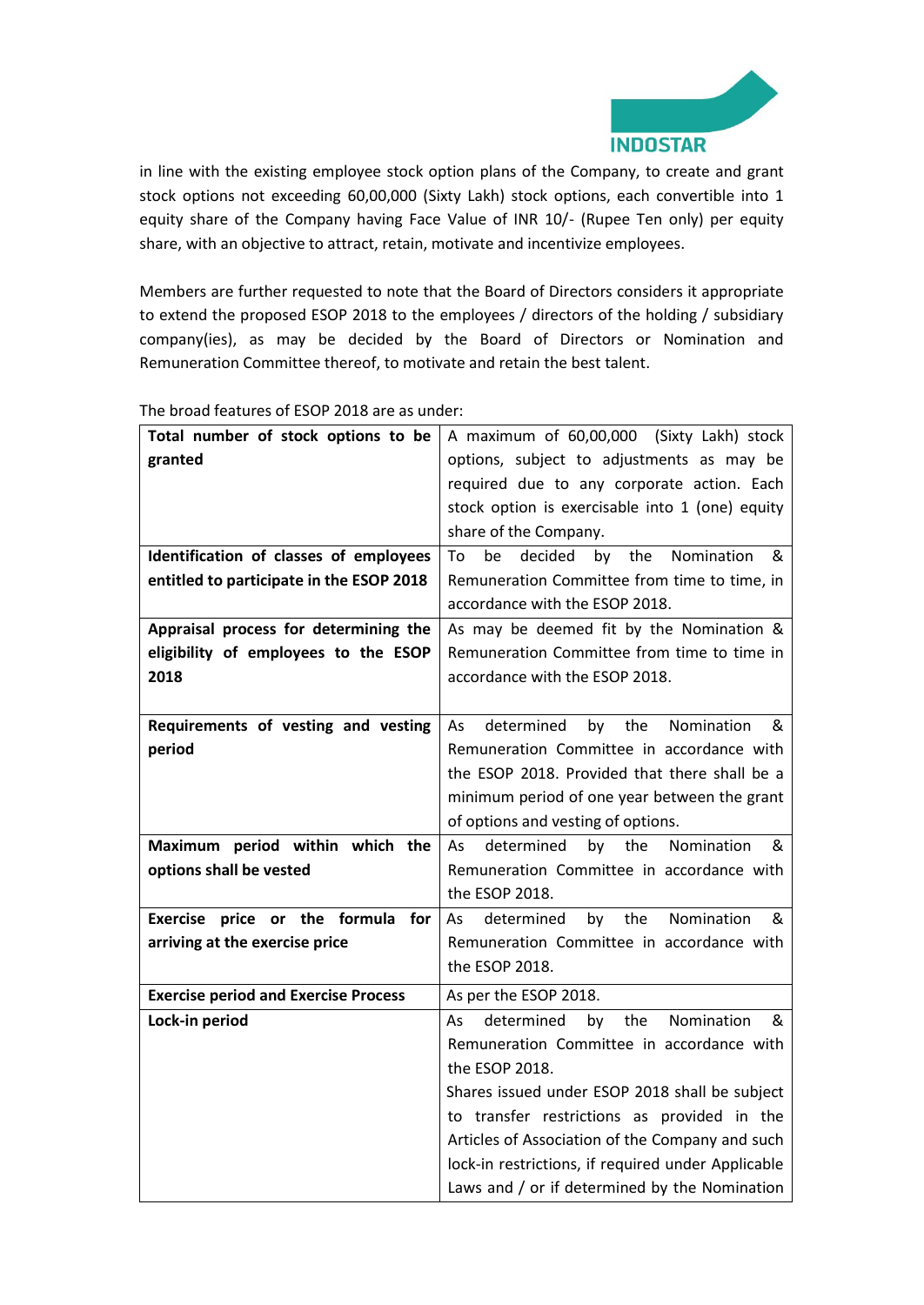in line with the existing employee stock option plans of the Company, to create and grant stock options not exceeding 60,00,000 (Sixty Lakh) stock options, each convertible into 1 equity share of the Company having Face Value of INR 10/- (Rupee Ten only) per equity share, with an objective to attract, retain, motivate and incentivize employees.

Members are further requested to note that the Board of Directors considers it appropriate to extend the proposed ESOP 2018 to the employees / directors of the holding / subsidiary company(ies), as may be decided by the Board of Directors or Nomination and Remuneration Committee thereof, to motivate and retain the best talent.

The broad features of ESOP 2018 are as under:

| **Total number of stock options to be granted** | A maximum of 60,00,000 (Sixty Lakh) stock options, subject to adjustments as may be required due to any corporate action. Each stock option is exercisable into 1 (one) equity share of the Company. |
|---|---|
| **Identification of classes of employees entitled to participate in the ESOP 2018** | To be decided by the Nomination & Remuneration Committee from time to time, in accordance with the ESOP 2018. |
| **Appraisal process for determining the eligibility of employees to the ESOP 2018** | As may be deemed fit by the Nomination & Remuneration Committee from time to time in accordance with the ESOP 2018. |
| **Requirements of vesting and vesting period** | As determined by the Nomination & Remuneration Committee in accordance with the ESOP 2018. Provided that there shall be a minimum period of one year between the grant of options and vesting of options. |
| **Maximum period within which the options shall be vested** | As determined by the Nomination & Remuneration Committee in accordance with the ESOP 2018. |
| **Exercise price or the formula for arriving at the exercise price** | As determined by the Nomination & Remuneration Committee in accordance with the ESOP 2018. |
| **Exercise period and Exercise Process** | As per the ESOP 2018. |
| **Lock-in period** | As determined by the Nomination & Remuneration Committee in accordance with the ESOP 2018. Shares issued under ESOP 2018 shall be subject to transfer restrictions as provided in the Articles of Association of the Company and such lock-in restrictions, if required under Applicable Laws and / or if determined by the Nomination |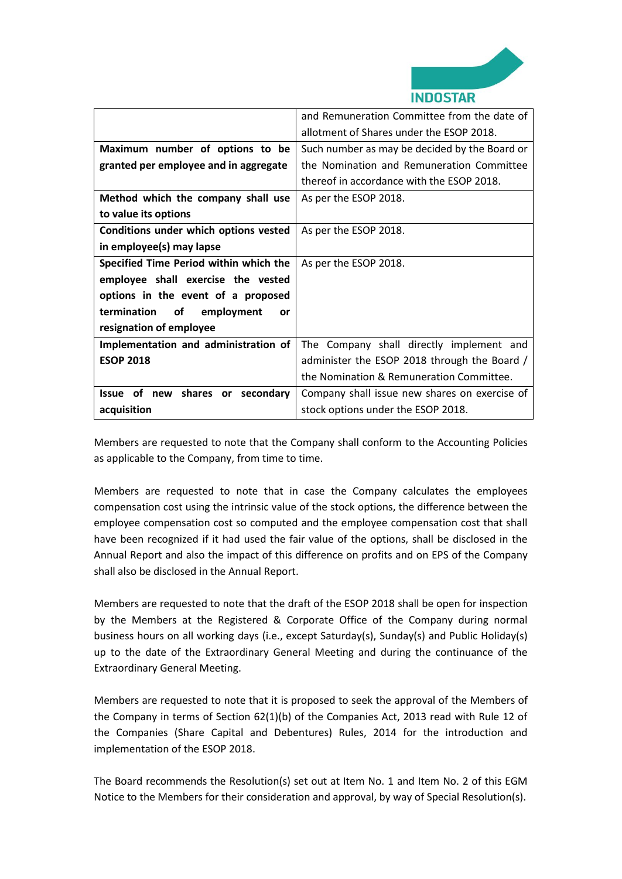| | |
|---|---|
| | and Remuneration Committee from the date of allotment of Shares under the ESOP 2018. |
| **Maximum number of options to be granted per employee and in aggregate** | Such number as may be decided by the Board or the Nomination and Remuneration Committee thereof in accordance with the ESOP 2018. |
| **Method which the company shall use to value its options** | As per the ESOP 2018. |
| **Conditions under which options vested in employee(s) may lapse** | As per the ESOP 2018. |
| **Specified Time Period within which the employee shall exercise the vested options in the event of a proposed termination of employment or resignation of employee** | As per the ESOP 2018. |
| **Implementation and administration of ESOP 2018** | The Company shall directly implement and administer the ESOP 2018 through the Board / the Nomination & Remuneration Committee. |
| **Issue of new shares or secondary acquisition** | Company shall issue new shares on exercise of stock options under the ESOP 2018. |

Members are requested to note that the Company shall conform to the Accounting Policies as applicable to the Company, from time to time.

Members are requested to note that in case the Company calculates the employees compensation cost using the intrinsic value of the stock options, the difference between the employee compensation cost so computed and the employee compensation cost that shall have been recognized if it had used the fair value of the options, shall be disclosed in the Annual Report and also the impact of this difference on profits and on EPS of the Company shall also be disclosed in the Annual Report.

Members are requested to note that the draft of the ESOP 2018 shall be open for inspection by the Members at the Registered & Corporate Office of the Company during normal business hours on all working days (i.e., except Saturday(s), Sunday(s) and Public Holiday(s) up to the date of the Extraordinary General Meeting and during the continuance of the Extraordinary General Meeting.

Members are requested to note that it is proposed to seek the approval of the Members of the Company in terms of Section 62(1)(b) of the Companies Act, 2013 read with Rule 12 of the Companies (Share Capital and Debentures) Rules, 2014 for the introduction and implementation of the ESOP 2018.

The Board recommends the Resolution(s) set out at Item No. 1 and Item No. 2 of this EGM Notice to the Members for their consideration and approval, by way of Special Resolution(s).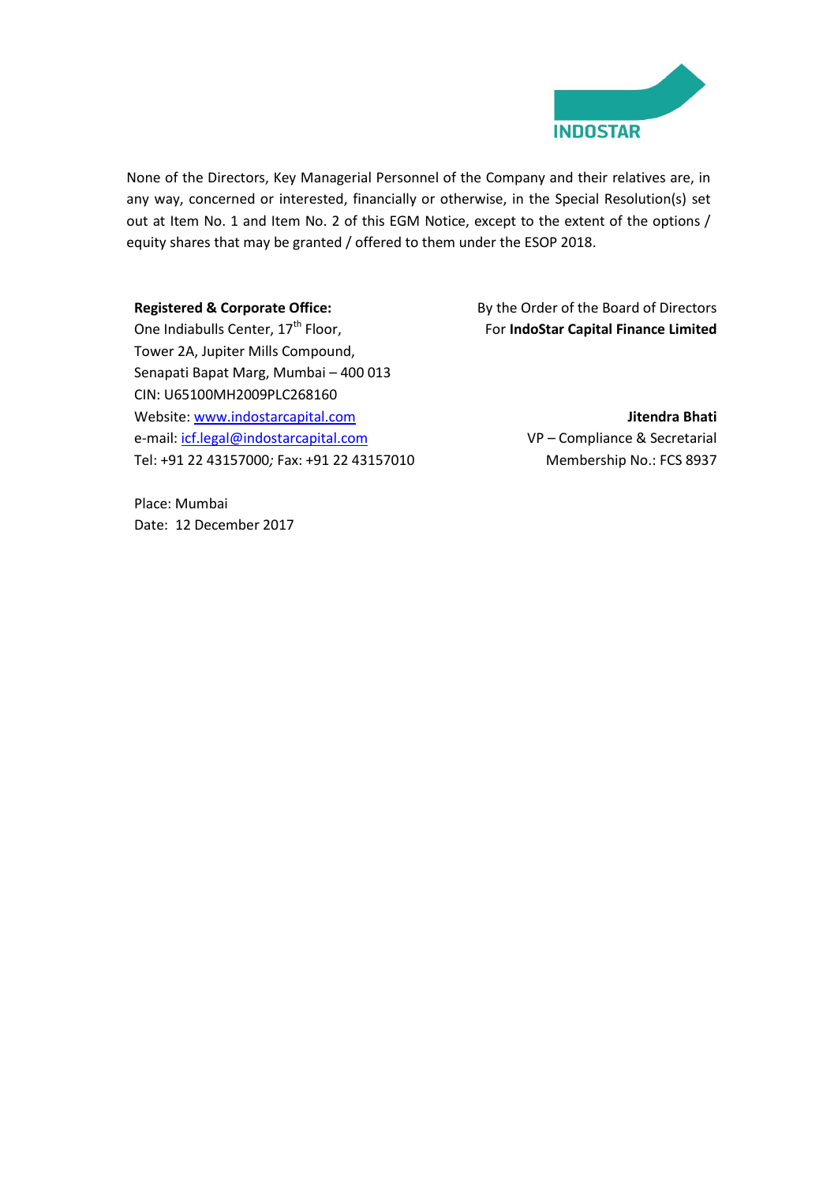None of the Directors, Key Managerial Personnel of the Company and their relatives are, in any way, concerned or interested, financially or otherwise, in the Special Resolution(s) set out at Item No. 1 and Item No. 2 of this EGM Notice, except to the extent of the options / equity shares that may be granted / offered to them under the ESOP 2018.

**Registered & Corporate Office:**
One Indiabulls Center, 17th Floor,
Tower 2A, Jupiter Mills Compound,
Senapati Bapat Marg, Mumbai – 400 013
CIN: U65100MH2009PLC268160
Website: www.indostarcapital.com
e-mail: icf.legal@indostarcapital.com
Tel: +91 22 43157000; Fax: +91 22 43157010

By the Order of the Board of Directors
For **IndoStar Capital Finance Limited**

**Jitendra Bhati**
VP – Compliance & Secretarial
Membership No.: FCS 8937

Place: Mumbai
Date: 12 December 2017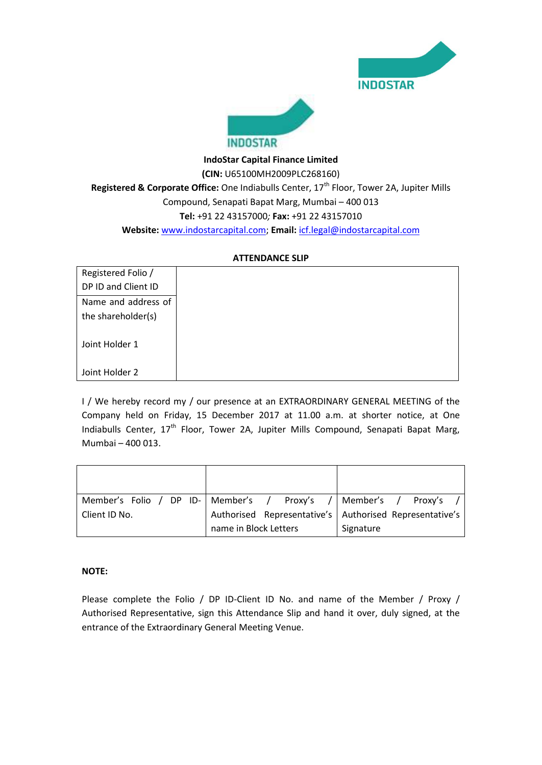**IndoStar Capital Finance Limited**

**(CIN:** U65100MH2009PLC268160)

**Registered & Corporate Office:** One Indiabulls Center, 17th Floor, Tower 2A, Jupiter Mills Compound, Senapati Bapat Marg, Mumbai – 400 013

**Tel:** +91 22 43157000; **Fax:** +91 22 43157010

**Website:** www.indostarcapital.com; **Email:** icf.legal@indostarcapital.com

**ATTENDANCE SLIP**

| Registered Folio / DP ID and Client ID | |
|---|---|
| Name and address of the shareholder(s)<br><br>Joint Holder 1<br><br>Joint Holder 2 | |

I / We hereby record my / our presence at an EXTRAORDINARY GENERAL MEETING of the Company held on Friday, 15 December 2017 at 11.00 a.m. at shorter notice, at One Indiabulls Center, 17th Floor, Tower 2A, Jupiter Mills Compound, Senapati Bapat Marg, Mumbai – 400 013.

| | | |
|---|---|---|
| Member's Folio / DP ID-Client ID No. | Member's / Proxy's / Authorised Representative's name in Block Letters | Member's / Proxy's / Authorised Representative's Signature |

**NOTE:**

Please complete the Folio / DP ID-Client ID No. and name of the Member / Proxy / Authorised Representative, sign this Attendance Slip and hand it over, duly signed, at the entrance of the Extraordinary General Meeting Venue.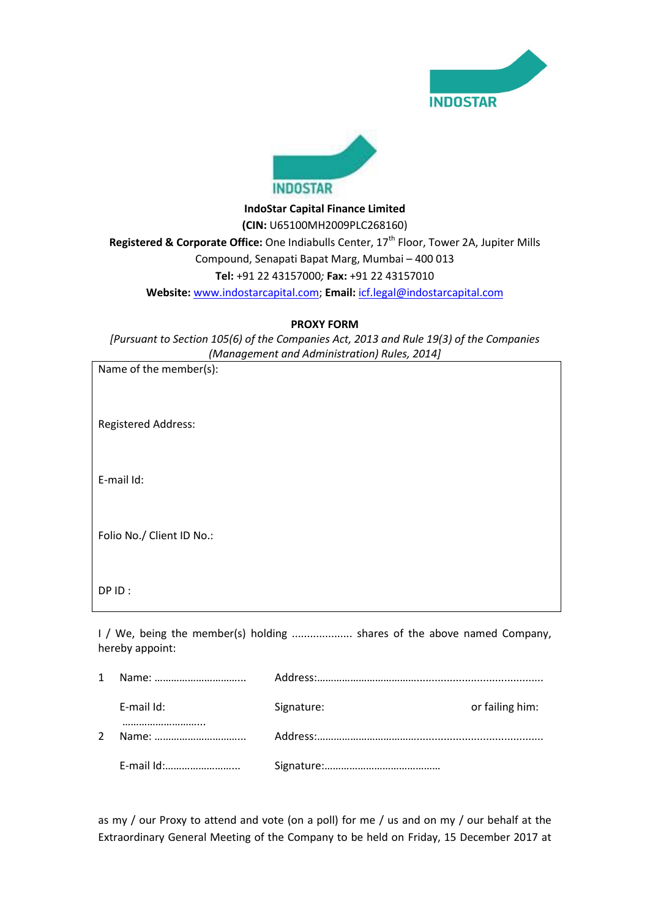**IndoStar Capital Finance Limited**

**(CIN:** U65100MH2009PLC268160)

**Registered & Corporate Office:** One Indiabulls Center, 17th Floor, Tower 2A, Jupiter Mills Compound, Senapati Bapat Marg, Mumbai – 400 013

**Tel:** +91 22 43157000; **Fax:** +91 22 43157010

**Website:** www.indostarcapital.com; **Email:** icf.legal@indostarcapital.com

**PROXY FORM**

*[Pursuant to Section 105(6) of the Companies Act, 2013 and Rule 19(3) of the Companies (Management and Administration) Rules, 2014]*

| Name of the member(s): |
|---|
| Registered Address: |
| E-mail Id: |
| Folio No./ Client ID No.: |
| DP ID : |

I / We, being the member(s) holding .................... shares of the above named Company, hereby appoint:

| | | | |
|---|---|---|---|
| 1 | Name: ………………………….. | Address:…………………………………………………………………….. | |
| | E-mail Id: ……………………….. | Signature: | or failing him: |
| 2 | Name: ………………………….. | Address:…………………………………………………………………….. | |
| | E-mail Id:…………………….. | Signature:………………………………… | |

as my / our Proxy to attend and vote (on a poll) for me / us and on my / our behalf at the Extraordinary General Meeting of the Company to be held on Friday, 15 December 2017 at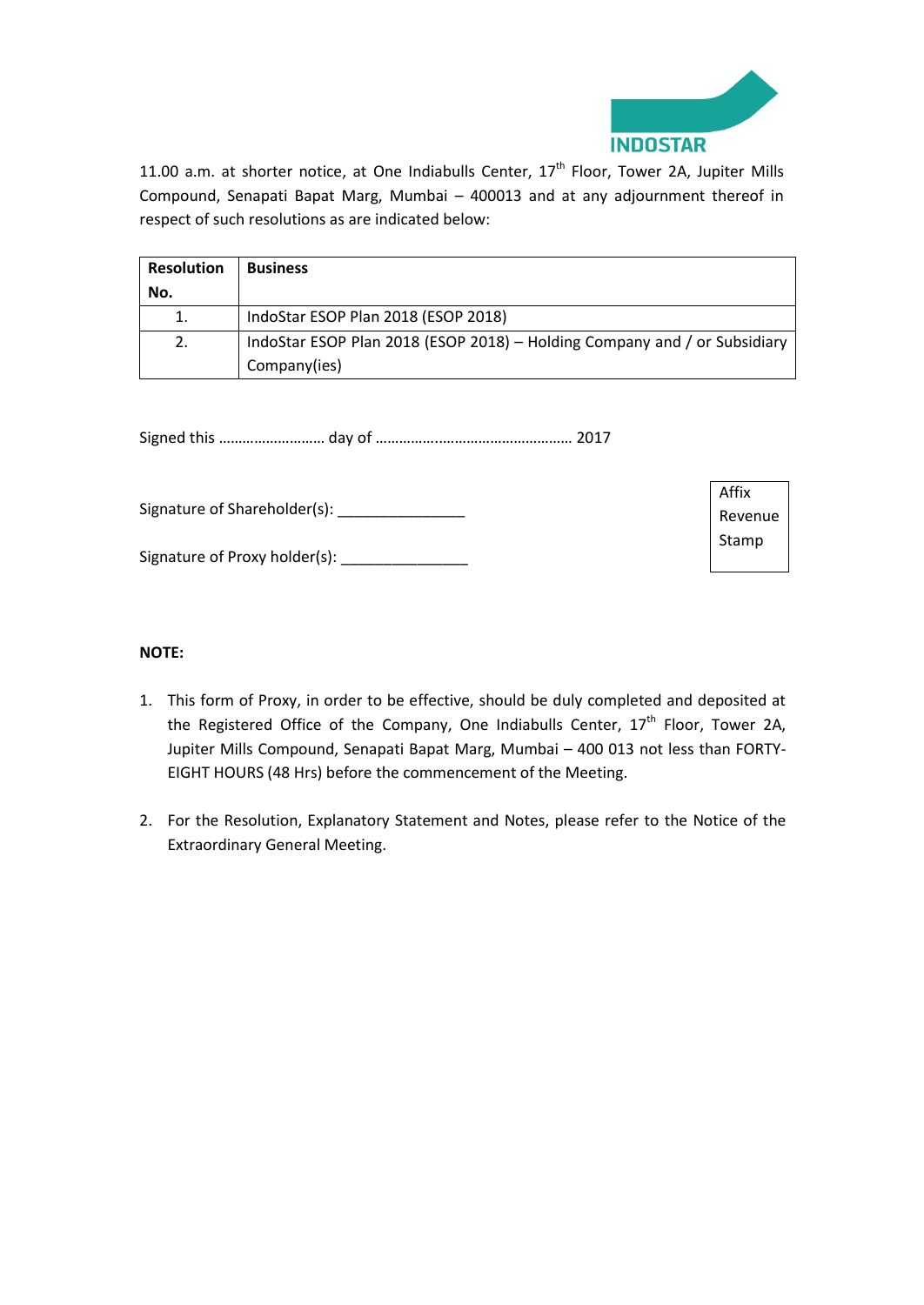11.00 a.m. at shorter notice, at One Indiabulls Center, 17th Floor, Tower 2A, Jupiter Mills Compound, Senapati Bapat Marg, Mumbai – 400013 and at any adjournment thereof in respect of such resolutions as are indicated below:

| Resolution No. | Business |
|---|---|
| 1. | IndoStar ESOP Plan 2018 (ESOP 2018) |
| 2. | IndoStar ESOP Plan 2018 (ESOP 2018) – Holding Company and / or Subsidiary Company(ies) |

Signed this ……………………… day of …………….……………………………… 2017

Signature of Shareholder(s): _______________

Signature of Proxy holder(s): _______________

Affix Revenue Stamp

**NOTE:**

1. This form of Proxy, in order to be effective, should be duly completed and deposited at the Registered Office of the Company, One Indiabulls Center, 17th Floor, Tower 2A, Jupiter Mills Compound, Senapati Bapat Marg, Mumbai – 400 013 not less than FORTY-EIGHT HOURS (48 Hrs) before the commencement of the Meeting.

2. For the Resolution, Explanatory Statement and Notes, please refer to the Notice of the Extraordinary General Meeting.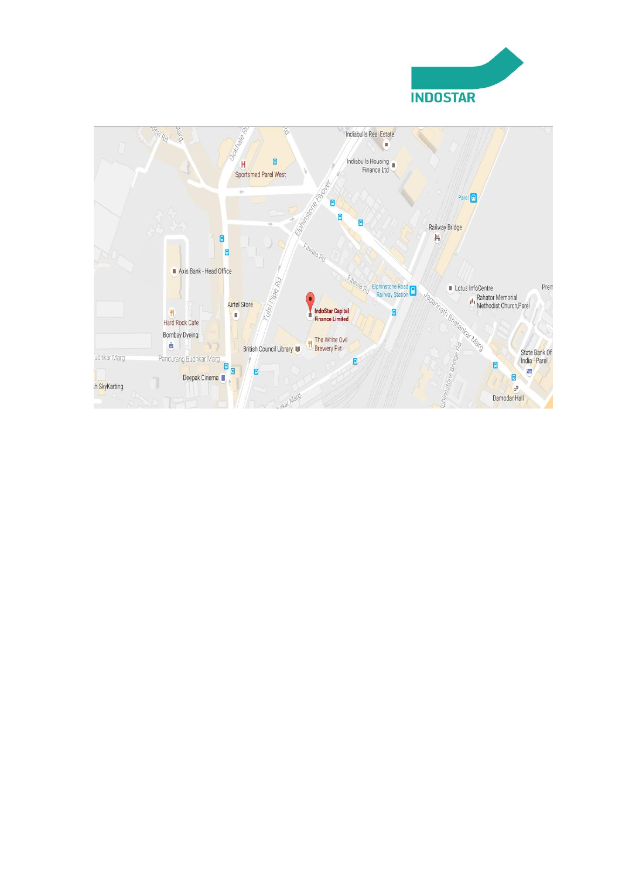Indiabulls Real Estate
Indiabulls Housing Finance Ltd
Sportsmed Parel West
Gokhale Rd
Elphinstone Flyover
Parel
Railway Bridge
Axis Bank - Head Office
Fitwala Rd
Elphinstone Road Railway Station
Lotus InfoCentre
Rahator Memorial Methodist Church,Parel
Tulsi Pipe Rd
Airtel Store
IndoStar Capital Finance Limited
Jagannath Bhatankar Marg
Hard Rock Cafe
Bombay Dyeing
The White Owl Brewery Pvt
British Council Library
Pandurang Budhkar Marg
Elphinstone Bridge Rd
State Bank Of India - Parel
Deepak Cinema
SkyKarting
Damodar Hall